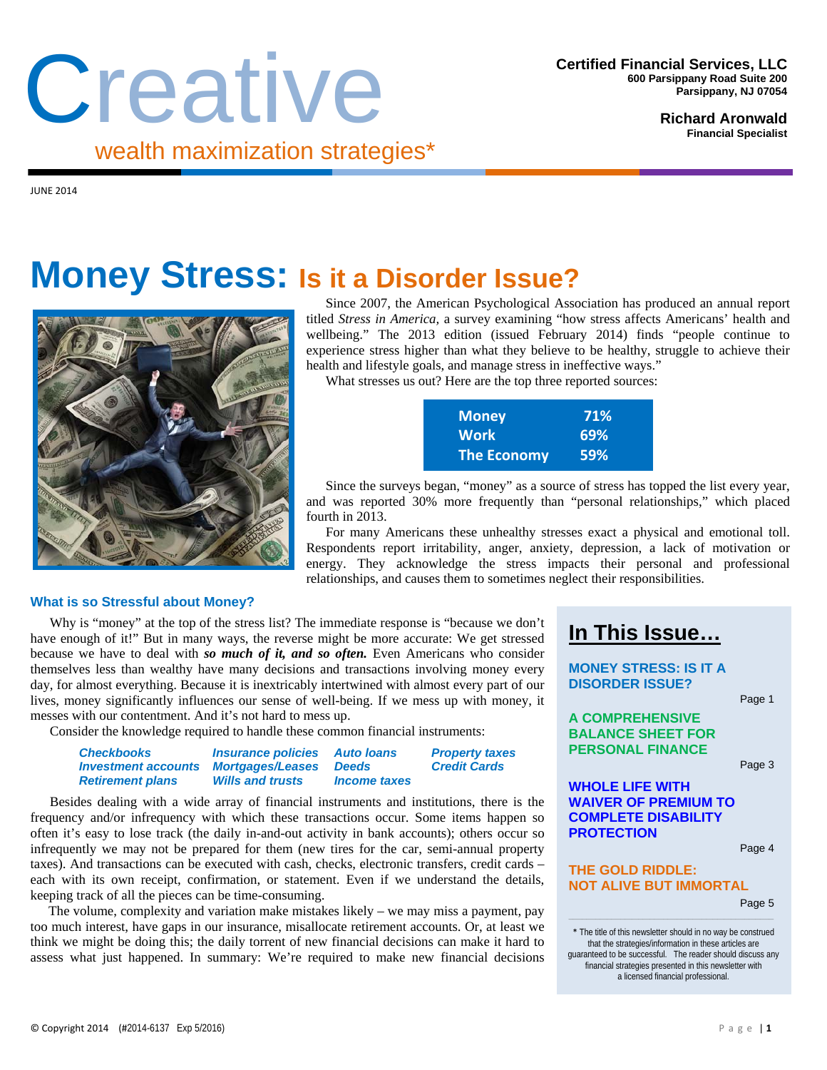# Creative

wealth maximization strategies*

**Certified Financial Services, LLC**
**600 Parsippany Road Suite 200**
**Parsippany, NJ 07054**

**Richard Aronwald**
**Financial Specialist**

JUNE 2014

# Money Stress: Is it a Disorder Issue?

Since 2007, the American Psychological Association has produced an annual report titled *Stress in America,* a survey examining "how stress affects Americans' health and wellbeing." The 2013 edition (issued February 2014) finds "people continue to experience stress higher than what they believe to be healthy, struggle to achieve their health and lifestyle goals, and manage stress in ineffective ways."

What stresses us out? Here are the top three reported sources:

| | |
|---|---|
| **Money** | **71%** |
| **Work** | **69%** |
| **The Economy** | **59%** |

Since the surveys began, "money" as a source of stress has topped the list every year, and was reported 30% more frequently than "personal relationships," which placed fourth in 2013.

For many Americans these unhealthy stresses exact a physical and emotional toll. Respondents report irritability, anger, anxiety, depression, a lack of motivation or energy. They acknowledge the stress impacts their personal and professional relationships, and causes them to sometimes neglect their responsibilities.

### What is so Stressful about Money?

Why is "money" at the top of the stress list? The immediate response is "because we don't have enough of it!" But in many ways, the reverse might be more accurate: We get stressed because we have to deal with ***so much of it, and so often.*** Even Americans who consider themselves less than wealthy have many decisions and transactions involving money every day, for almost everything. Because it is inextricably intertwined with almost every part of our lives, money significantly influences our sense of well-being. If we mess up with money, it messes with our contentment. And it's not hard to mess up.

Consider the knowledge required to handle these common financial instruments:

| | | | |
|---|---|---|---|
| ***Checkbooks*** | ***Insurance policies*** | ***Auto loans*** | ***Property taxes*** |
| ***Investment accounts*** | ***Mortgages/Leases*** | ***Deeds*** | ***Credit Cards*** |
| ***Retirement plans*** | ***Wills and trusts*** | ***Income taxes*** | |

Besides dealing with a wide array of financial instruments and institutions, there is the frequency and/or infrequency with which these transactions occur. Some items happen so often it's easy to lose track (the daily in-and-out activity in bank accounts); others occur so infrequently we may not be prepared for them (new tires for the car, semi-annual property taxes). And transactions can be executed with cash, checks, electronic transfers, credit cards – each with its own receipt, confirmation, or statement. Even if we understand the details, keeping track of all the pieces can be time-consuming.

The volume, complexity and variation make mistakes likely – we may miss a payment, pay too much interest, have gaps in our insurance, misallocate retirement accounts. Or, at least we think we might be doing this; the daily torrent of new financial decisions can make it hard to assess what just happened. In summary: We're required to make new financial decisions

## In This Issue…

**MONEY STRESS: IS IT A DISORDER ISSUE?** — Page 1

**A COMPREHENSIVE BALANCE SHEET FOR PERSONAL FINANCE** — Page 3

**WHOLE LIFE WITH WAIVER OF PREMIUM TO COMPLETE DISABILITY PROTECTION** — Page 4

**THE GOLD RIDDLE: NOT ALIVE BUT IMMORTAL** — Page 5

* The title of this newsletter should in no way be construed that the strategies/information in these articles are guaranteed to be successful. The reader should discuss any financial strategies presented in this newsletter with a licensed financial professional.

© Copyright 2014 (#2014-6137 Exp 5/2016)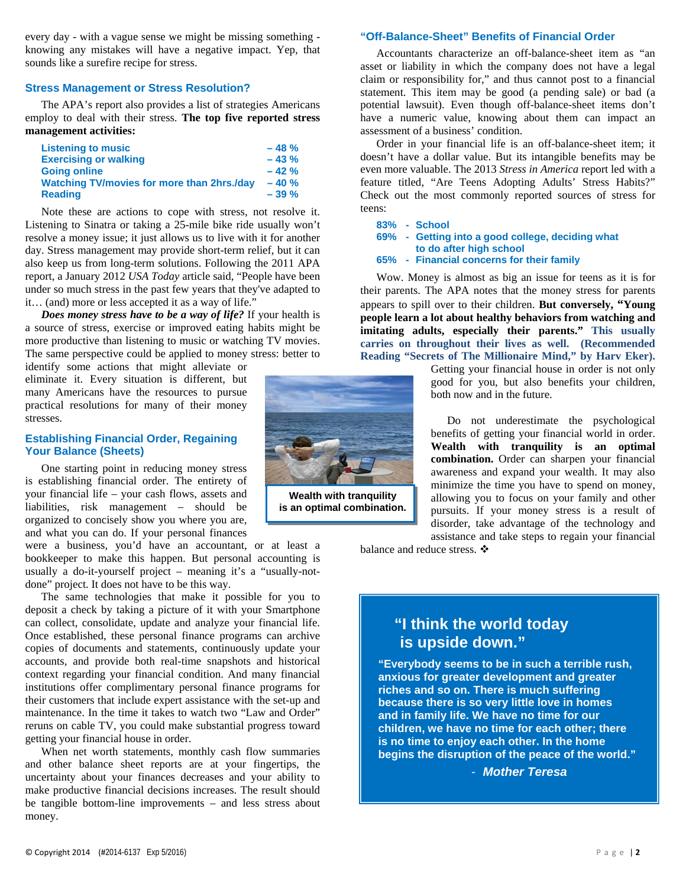every day - with a vague sense we might be missing something - knowing any mistakes will have a negative impact. Yep, that sounds like a surefire recipe for stress.

## Stress Management or Stress Resolution?

The APA's report also provides a list of strategies Americans employ to deal with their stress. **The top five reported stress management activities:**

| | |
|---|---|
| Listening to music | – 48 % |
| Exercising or walking | – 43 % |
| Going online | – 42 % |
| Watching TV/movies for more than 2hrs./day | – 40 % |
| Reading | – 39 % |

Note these are actions to cope with stress, not resolve it. Listening to Sinatra or taking a 25-mile bike ride usually won't resolve a money issue; it just allows us to live with it for another day. Stress management may provide short-term relief, but it can also keep us from long-term solutions. Following the 2011 APA report, a January 2012 *USA Today* article said, "People have been under so much stress in the past few years that they've adapted to it… (and) more or less accepted it as a way of life."

***Does money stress have to be a way of life?*** If your health is a source of stress, exercise or improved eating habits might be more productive than listening to music or watching TV movies. The same perspective could be applied to money stress: better to identify some actions that might alleviate or eliminate it. Every situation is different, but many Americans have the resources to pursue practical resolutions for many of their money stresses.

## Establishing Financial Order, Regaining Your Balance (Sheets)

One starting point in reducing money stress is establishing financial order. The entirety of your financial life – your cash flows, assets and liabilities, risk management – should be organized to concisely show you where you are, and what you can do. If your personal finances were a business, you'd have an accountant, or at least a bookkeeper to make this happen. But personal accounting is usually a do-it-yourself project – meaning it's a "usually-not-done" project. It does not have to be this way.

The same technologies that make it possible for you to deposit a check by taking a picture of it with your Smartphone can collect, consolidate, update and analyze your financial life. Once established, these personal finance programs can archive copies of documents and statements, continuously update your accounts, and provide both real-time snapshots and historical context regarding your financial condition. And many financial institutions offer complimentary personal finance programs for their customers that include expert assistance with the set-up and maintenance. In the time it takes to watch two "Law and Order" reruns on cable TV, you could make substantial progress toward getting your financial house in order.

When net worth statements, monthly cash flow summaries and other balance sheet reports are at your fingertips, the uncertainty about your finances decreases and your ability to make productive financial decisions increases. The result should be tangible bottom-line improvements – and less stress about money.

**Wealth with tranquility is an optimal combination.**

## "Off-Balance-Sheet" Benefits of Financial Order

Accountants characterize an off-balance-sheet item as "an asset or liability in which the company does not have a legal claim or responsibility for," and thus cannot post to a financial statement. This item may be good (a pending sale) or bad (a potential lawsuit). Even though off-balance-sheet items don't have a numeric value, knowing about them can impact an assessment of a business' condition.

Order in your financial life is an off-balance-sheet item; it doesn't have a dollar value. But its intangible benefits may be even more valuable. The 2013 *Stress in America* report led with a feature titled, "Are Teens Adopting Adults' Stress Habits?" Check out the most commonly reported sources of stress for teens:

- **83% - School**
- **69% - Getting into a good college, deciding what to do after high school**
- **65% - Financial concerns for their family**

Wow. Money is almost as big an issue for teens as it is for their parents. The APA notes that the money stress for parents appears to spill over to their children. **But conversely, "Young people learn a lot about healthy behaviors from watching and imitating adults, especially their parents." This usually carries on throughout their lives as well. (Recommended Reading "Secrets of The Millionaire Mind," by Harv Eker).** Getting your financial house in order is not only good for you, but also benefits your children, both now and in the future.

Do not underestimate the psychological benefits of getting your financial world in order. **Wealth with tranquility is an optimal combination.** Order can sharpen your financial awareness and expand your wealth. It may also minimize the time you have to spend on money, allowing you to focus on your family and other pursuits. If your money stress is a result of disorder, take advantage of the technology and assistance and take steps to regain your financial balance and reduce stress. ❖

> **"I think the world today is upside down."**
>
> **"Everybody seems to be in such a terrible rush, anxious for greater development and greater riches and so on. There is much suffering because there is so very little love in homes and in family life. We have no time for our children, we have no time for each other; there is no time to enjoy each other. In the home begins the disruption of the peace of the world."**
>
> \- ***Mother Teresa***

© Copyright 2014 (#2014-6137 Exp 5/2016)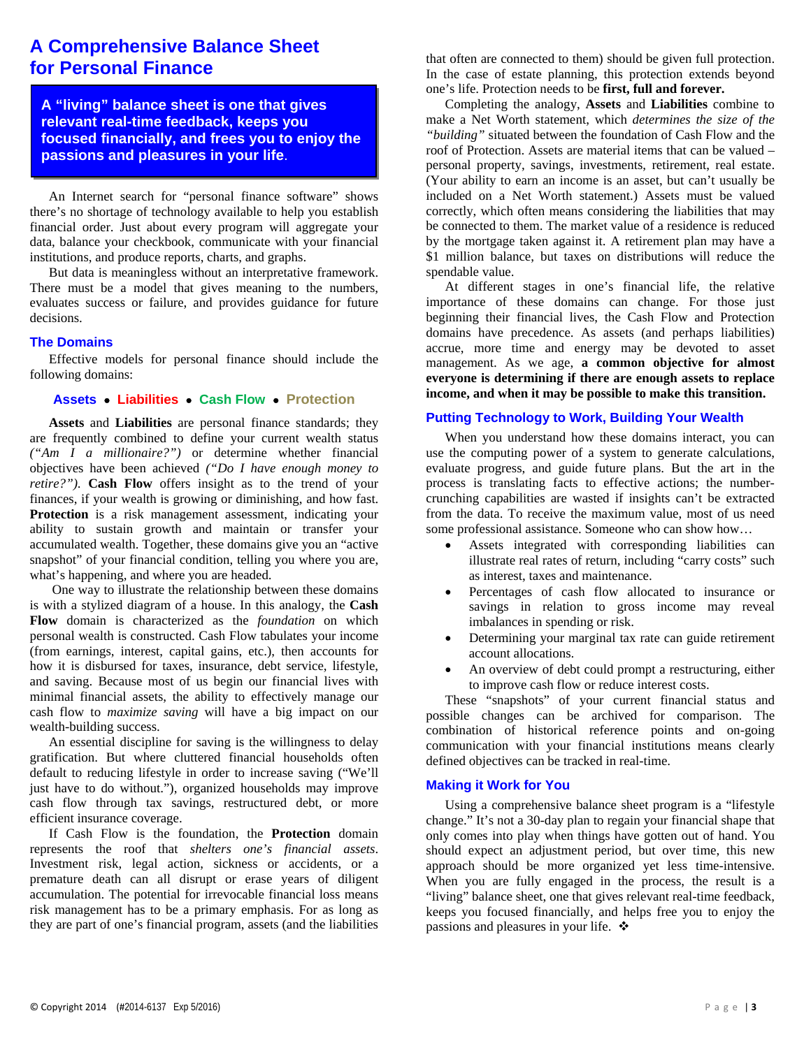# A Comprehensive Balance Sheet for Personal Finance

**A "living" balance sheet is one that gives relevant real-time feedback, keeps you focused financially, and frees you to enjoy the passions and pleasures in your life.**

An Internet search for "personal finance software" shows there's no shortage of technology available to help you establish financial order. Just about every program will aggregate your data, balance your checkbook, communicate with your financial institutions, and produce reports, charts, and graphs.

But data is meaningless without an interpretative framework. There must be a model that gives meaning to the numbers, evaluates success or failure, and provides guidance for future decisions.

## The Domains

Effective models for personal finance should include the following domains:

**Assets • Liabilities • Cash Flow • Protection**

**Assets** and **Liabilities** are personal finance standards; they are frequently combined to define your current wealth status *("Am I a millionaire?")* or determine whether financial objectives have been achieved *("Do I have enough money to retire?")*. **Cash Flow** offers insight as to the trend of your finances, if your wealth is growing or diminishing, and how fast. **Protection** is a risk management assessment, indicating your ability to sustain growth and maintain or transfer your accumulated wealth. Together, these domains give you an "active snapshot" of your financial condition, telling you where you are, what's happening, and where you are headed.

One way to illustrate the relationship between these domains is with a stylized diagram of a house. In this analogy, the **Cash Flow** domain is characterized as the *foundation* on which personal wealth is constructed. Cash Flow tabulates your income (from earnings, interest, capital gains, etc.), then accounts for how it is disbursed for taxes, insurance, debt service, lifestyle, and saving. Because most of us begin our financial lives with minimal financial assets, the ability to effectively manage our cash flow to *maximize saving* will have a big impact on our wealth-building success.

An essential discipline for saving is the willingness to delay gratification. But where cluttered financial households often default to reducing lifestyle in order to increase saving ("We'll just have to do without."), organized households may improve cash flow through tax savings, restructured debt, or more efficient insurance coverage.

If Cash Flow is the foundation, the **Protection** domain represents the roof that *shelters one's financial assets*. Investment risk, legal action, sickness or accidents, or a premature death can all disrupt or erase years of diligent accumulation. The potential for irrevocable financial loss means risk management has to be a primary emphasis. For as long as they are part of one's financial program, assets (and the liabilities that often are connected to them) should be given full protection. In the case of estate planning, this protection extends beyond one's life. Protection needs to be **first, full and forever.**

Completing the analogy, **Assets** and **Liabilities** combine to make a Net Worth statement, which *determines the size of the "building"* situated between the foundation of Cash Flow and the roof of Protection. Assets are material items that can be valued – personal property, savings, investments, retirement, real estate. (Your ability to earn an income is an asset, but can't usually be included on a Net Worth statement.) Assets must be valued correctly, which often means considering the liabilities that may be connected to them. The market value of a residence is reduced by the mortgage taken against it. A retirement plan may have a $1 million balance, but taxes on distributions will reduce the spendable value.

At different stages in one's financial life, the relative importance of these domains can change. For those just beginning their financial lives, the Cash Flow and Protection domains have precedence. As assets (and perhaps liabilities) accrue, more time and energy may be devoted to asset management. As we age, **a common objective for almost everyone is determining if there are enough assets to replace income, and when it may be possible to make this transition.**

## Putting Technology to Work, Building Your Wealth

When you understand how these domains interact, you can use the computing power of a system to generate calculations, evaluate progress, and guide future plans. But the art in the process is translating facts to effective actions; the number-crunching capabilities are wasted if insights can't be extracted from the data. To receive the maximum value, most of us need some professional assistance. Someone who can show how…

- Assets integrated with corresponding liabilities can illustrate real rates of return, including "carry costs" such as interest, taxes and maintenance.
- Percentages of cash flow allocated to insurance or savings in relation to gross income may reveal imbalances in spending or risk.
- Determining your marginal tax rate can guide retirement account allocations.
- An overview of debt could prompt a restructuring, either to improve cash flow or reduce interest costs.

These "snapshots" of your current financial status and possible changes can be archived for comparison. The combination of historical reference points and on-going communication with your financial institutions means clearly defined objectives can be tracked in real-time.

## Making it Work for You

Using a comprehensive balance sheet program is a "lifestyle change." It's not a 30-day plan to regain your financial shape that only comes into play when things have gotten out of hand. You should expect an adjustment period, but over time, this new approach should be more organized yet less time-intensive. When you are fully engaged in the process, the result is a "living" balance sheet, one that gives relevant real-time feedback, keeps you focused financially, and helps free you to enjoy the passions and pleasures in your life. ❖

© Copyright 2014 (#2014-6137 Exp 5/2016)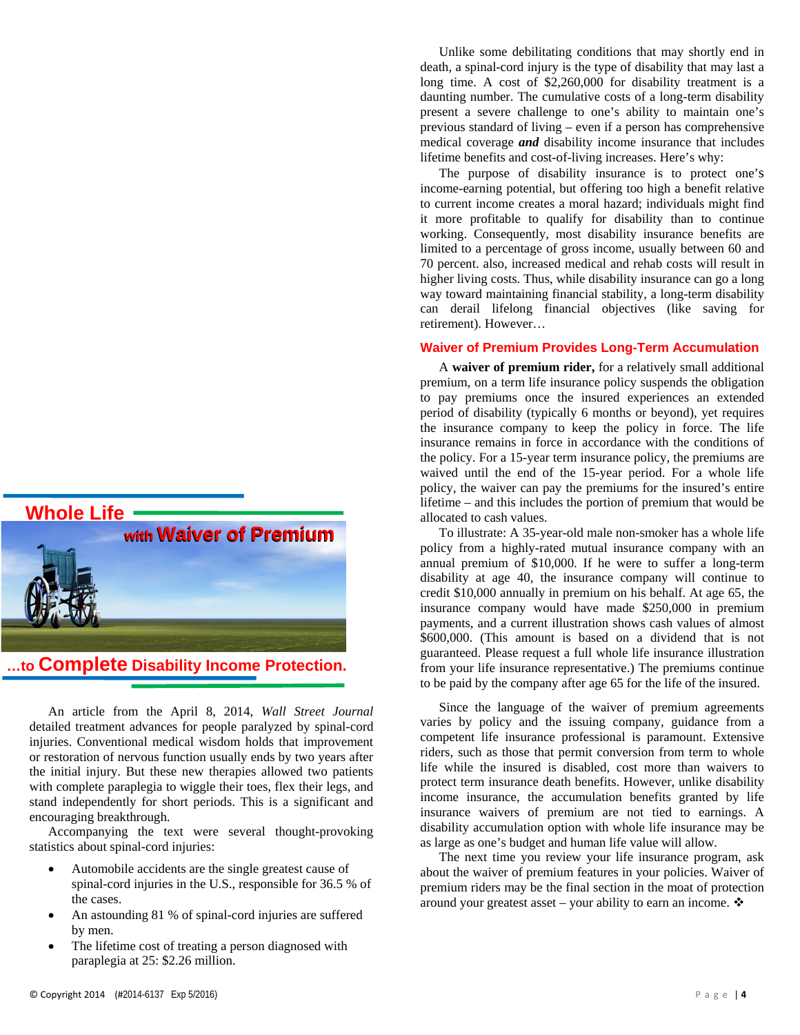# Whole Life

## with Waiver of Premium

## …to Complete Disability Income Protection.

An article from the April 8, 2014, *Wall Street Journal* detailed treatment advances for people paralyzed by spinal-cord injuries. Conventional medical wisdom holds that improvement or restoration of nervous function usually ends by two years after the initial injury. But these new therapies allowed two patients with complete paraplegia to wiggle their toes, flex their legs, and stand independently for short periods. This is a significant and encouraging breakthrough.

Accompanying the text were several thought-provoking statistics about spinal-cord injuries:

- Automobile accidents are the single greatest cause of spinal-cord injuries in the U.S., responsible for 36.5 % of the cases.
- An astounding 81 % of spinal-cord injuries are suffered by men.
- The lifetime cost of treating a person diagnosed with paraplegia at 25: $2.26 million.

Unlike some debilitating conditions that may shortly end in death, a spinal-cord injury is the type of disability that may last a long time. A cost of $2,260,000 for disability treatment is a daunting number. The cumulative costs of a long-term disability present a severe challenge to one's ability to maintain one's previous standard of living – even if a person has comprehensive medical coverage ***and*** disability income insurance that includes lifetime benefits and cost-of-living increases. Here's why:

The purpose of disability insurance is to protect one's income-earning potential, but offering too high a benefit relative to current income creates a moral hazard; individuals might find it more profitable to qualify for disability than to continue working. Consequently, most disability insurance benefits are limited to a percentage of gross income, usually between 60 and 70 percent. also, increased medical and rehab costs will result in higher living costs. Thus, while disability insurance can go a long way toward maintaining financial stability, a long-term disability can derail lifelong financial objectives (like saving for retirement). However…

### Waiver of Premium Provides Long-Term Accumulation

A **waiver of premium rider,** for a relatively small additional premium, on a term life insurance policy suspends the obligation to pay premiums once the insured experiences an extended period of disability (typically 6 months or beyond), yet requires the insurance company to keep the policy in force. The life insurance remains in force in accordance with the conditions of the policy. For a 15-year term insurance policy, the premiums are waived until the end of the 15-year period. For a whole life policy, the waiver can pay the premiums for the insured's entire lifetime – and this includes the portion of premium that would be allocated to cash values.

To illustrate: A 35-year-old male non-smoker has a whole life policy from a highly-rated mutual insurance company with an annual premium of $10,000. If he were to suffer a long-term disability at age 40, the insurance company will continue to credit $10,000 annually in premium on his behalf. At age 65, the insurance company would have made $250,000 in premium payments, and a current illustration shows cash values of almost $600,000. (This amount is based on a dividend that is not guaranteed. Please request a full whole life insurance illustration from your life insurance representative.) The premiums continue to be paid by the company after age 65 for the life of the insured.

Since the language of the waiver of premium agreements varies by policy and the issuing company, guidance from a competent life insurance professional is paramount. Extensive riders, such as those that permit conversion from term to whole life while the insured is disabled, cost more than waivers to protect term insurance death benefits. However, unlike disability income insurance, the accumulation benefits granted by life insurance waivers of premium are not tied to earnings. A disability accumulation option with whole life insurance may be as large as one's budget and human life value will allow.

The next time you review your life insurance program, ask about the waiver of premium features in your policies. Waiver of premium riders may be the final section in the moat of protection around your greatest asset – your ability to earn an income. ❖

© Copyright 2014 (#2014-6137 Exp 5/2016)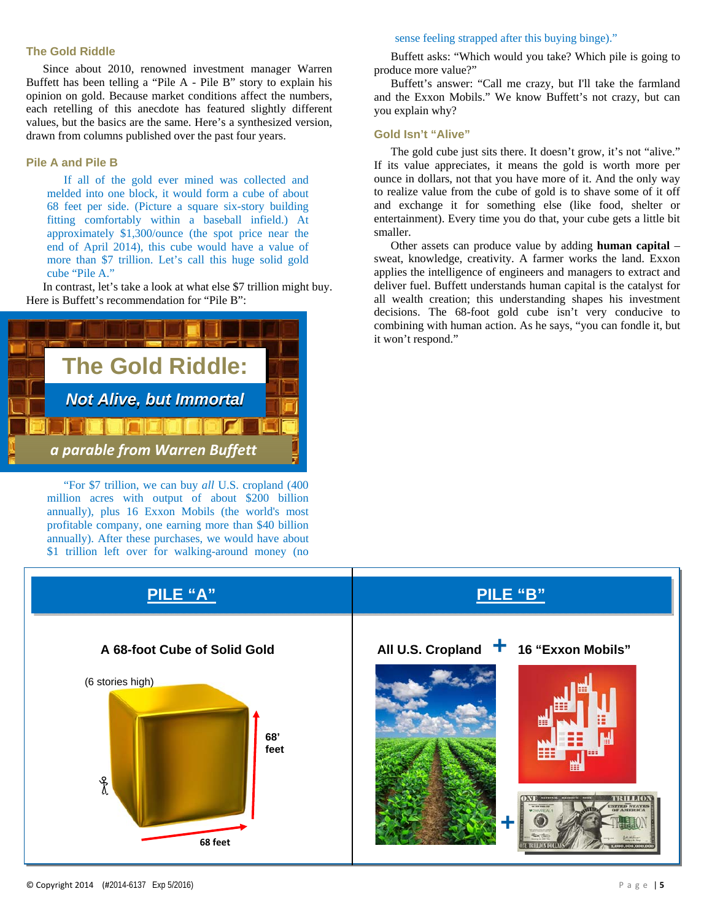### The Gold Riddle

Since about 2010, renowned investment manager Warren Buffett has been telling a "Pile A - Pile B" story to explain his opinion on gold. Because market conditions affect the numbers, each retelling of this anecdote has featured slightly different values, but the basics are the same. Here's a synthesized version, drawn from columns published over the past four years.

### Pile A and Pile B

> If all of the gold ever mined was collected and melded into one block, it would form a cube of about 68 feet per side. (Picture a square six-story building fitting comfortably within a baseball infield.) At approximately $1,300/ounce (the spot price near the end of April 2014), this cube would have a value of more than $7 trillion. Let's call this huge solid gold cube "Pile A."

In contrast, let's take a look at what else $7 trillion might buy. Here is Buffett's recommendation for "Pile B":

**The Gold Riddle:**
***Not Alive, but Immortal***
*a parable from Warren Buffett*

> "For $7 trillion, we can buy *all* U.S. cropland (400 million acres with output of about $200 billion annually), plus 16 Exxon Mobils (the world's most profitable company, one earning more than $40 billion annually). After these purchases, we would have about $1 trillion left over for walking-around money (no sense feeling strapped after this buying binge)."

Buffett asks: "Which would you take? Which pile is going to produce more value?"

Buffett's answer: "Call me crazy, but I'll take the farmland and the Exxon Mobils." We know Buffett's not crazy, but can you explain why?

### Gold Isn't "Alive"

The gold cube just sits there. It doesn't grow, it's not "alive." If its value appreciates, it means the gold is worth more per ounce in dollars, not that you have more of it. And the only way to realize value from the cube of gold is to shave some of it off and exchange it for something else (like food, shelter or entertainment). Every time you do that, your cube gets a little bit smaller.

Other assets can produce value by adding **human capital** – sweat, knowledge, creativity. A farmer works the land. Exxon applies the intelligence of engineers and managers to extract and deliver fuel. Buffett understands human capital is the catalyst for all wealth creation; this understanding shapes his investment decisions. The 68-foot gold cube isn't very conducive to combining with human action. As he says, "you can fondle it, but it won't respond."

| PILE "A" | PILE "B" |
|---|---|
| A 68-foot Cube of Solid Gold (6 stories high) 68' feet × 68 feet | All U.S. Cropland + 16 "Exxon Mobils" + One Trillion Dollars |

© Copyright 2014 (#2014-6137 Exp 5/2016)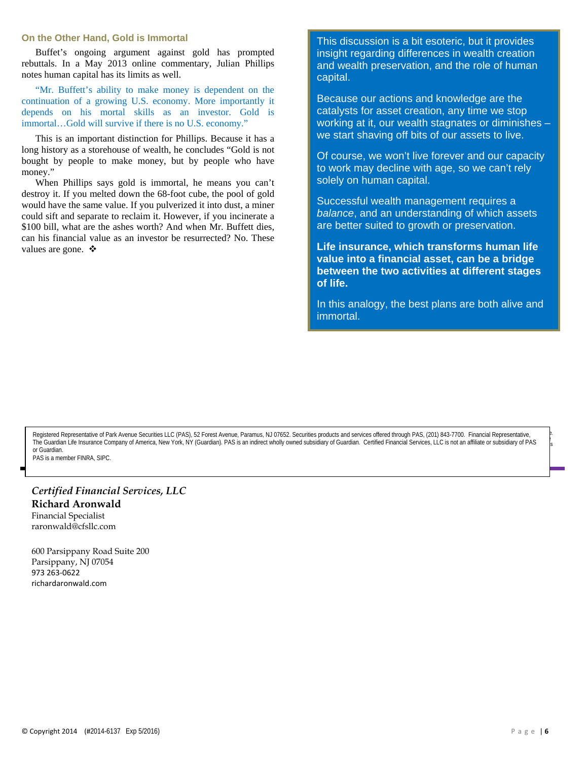### On the Other Hand, Gold is Immortal

Buffet's ongoing argument against gold has prompted rebuttals. In a May 2013 online commentary, Julian Phillips notes human capital has its limits as well.

"Mr. Buffett's ability to make money is dependent on the continuation of a growing U.S. economy. More importantly it depends on his mortal skills as an investor. Gold is immortal…Gold will survive if there is no U.S. economy."

This is an important distinction for Phillips. Because it has a long history as a storehouse of wealth, he concludes "Gold is not bought by people to make money, but by people who have money."

When Phillips says gold is immortal, he means you can't destroy it. If you melted down the 68-foot cube, the pool of gold would have the same value. If you pulverized it into dust, a miner could sift and separate to reclaim it. However, if you incinerate a $100 bill, what are the ashes worth? And when Mr. Buffett dies, can his financial value as an investor be resurrected? No. These values are gone. ❖

This discussion is a bit esoteric, but it provides insight regarding differences in wealth creation and wealth preservation, and the role of human capital.

Because our actions and knowledge are the catalysts for asset creation, any time we stop working at it, our wealth stagnates or diminishes – we start shaving off bits of our assets to live.

Of course, we won't live forever and our capacity to work may decline with age, so we can't rely solely on human capital.

Successful wealth management requires a *balance*, and an understanding of which assets are better suited to growth or preservation.

**Life insurance, which transforms human life value into a financial asset, can be a bridge between the two activities at different stages of life.**

In this analogy, the best plans are both alive and immortal.

Registered Representative of Park Avenue Securities LLC (PAS), 52 Forest Avenue, Paramus, NJ 07652. Securities products and services offered through PAS, (201) 843-7700. Financial Representative, The Guardian Life Insurance Company of America, New York, NY (Guardian). PAS is an indirect wholly owned subsidiary of Guardian. Certified Financial Services, LLC is not an affiliate or subsidiary of PAS or Guardian.
PAS is a member FINRA, SIPC.

*Certified Financial Services, LLC*
**Richard Aronwald**
Financial Specialist
raronwald@cfsllc.com

600 Parsippany Road Suite 200
Parsippany, NJ 07054
973 263-0622
richardaronwald.com

© Copyright 2014 (#2014-6137 Exp 5/2016)